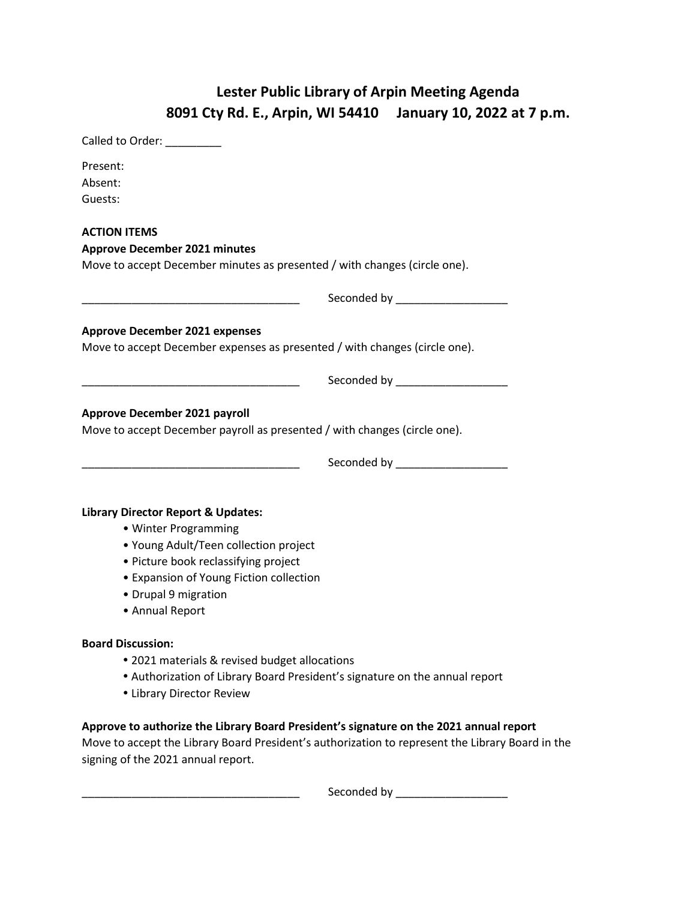# Lester Public Library of Arpin Meeting Agenda

## 8091 Cty Rd. E., Arpin, WI 54410 January 10, 2022 at 7 p.m.

Called to Order: _________

Present:
Absent:
Guests:

**ACTION ITEMS**

**Approve December 2021 minutes**

Move to accept December minutes as presented / with changes (circle one).

___________________________________ Seconded by __________________

**Approve December 2021 expenses**

Move to accept December expenses as presented / with changes (circle one).

___________________________________ Seconded by __________________

**Approve December 2021 payroll**

Move to accept December payroll as presented / with changes (circle one).

___________________________________ Seconded by __________________

**Library Director Report & Updates:**

- Winter Programming
- Young Adult/Teen collection project
- Picture book reclassifying project
- Expansion of Young Fiction collection
- Drupal 9 migration
- Annual Report

**Board Discussion:**

- 2021 materials & revised budget allocations
- Authorization of Library Board President's signature on the annual report
- Library Director Review

**Approve to authorize the Library Board President's signature on the 2021 annual report**

Move to accept the Library Board President's authorization to represent the Library Board in the signing of the 2021 annual report.

___________________________________ Seconded by __________________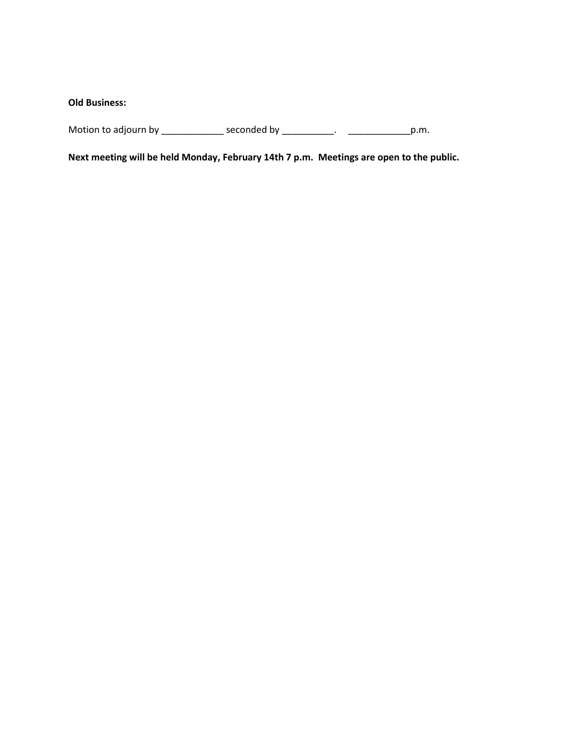**Old Business:**

Motion to adjourn by ____________ seconded by __________.     ____________p.m.

**Next meeting will be held Monday, February 14th 7 p.m. Meetings are open to the public.**